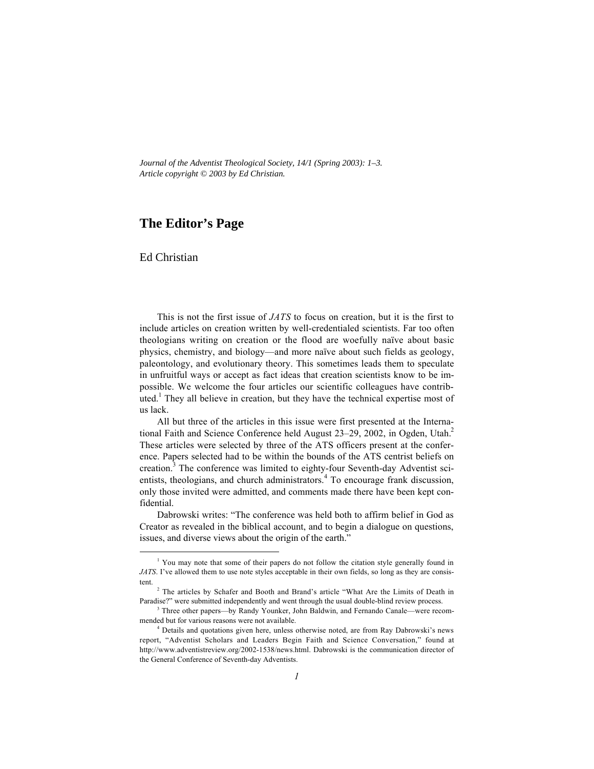*Journal of the Adventist Theological Society, 14/1 (Spring 2003): 1–3.*
*Article copyright © 2003 by Ed Christian.*

# The Editor's Page

Ed Christian

This is not the first issue of *JATS* to focus on creation, but it is the first to include articles on creation written by well-credentialed scientists. Far too often theologians writing on creation or the flood are woefully naïve about basic physics, chemistry, and biology—and more naïve about such fields as geology, paleontology, and evolutionary theory. This sometimes leads them to speculate in unfruitful ways or accept as fact ideas that creation scientists know to be impossible. We welcome the four articles our scientific colleagues have contributed.[1] They all believe in creation, but they have the technical expertise most of us lack.

All but three of the articles in this issue were first presented at the International Faith and Science Conference held August 23–29, 2002, in Ogden, Utah.[2] These articles were selected by three of the ATS officers present at the conference. Papers selected had to be within the bounds of the ATS centrist beliefs on creation.[3] The conference was limited to eighty-four Seventh-day Adventist scientists, theologians, and church administrators.[4] To encourage frank discussion, only those invited were admitted, and comments made there have been kept confidential.

Dabrowski writes: "The conference was held both to affirm belief in God as Creator as revealed in the biblical account, and to begin a dialogue on questions, issues, and diverse views about the origin of the earth."

---

[1] You may note that some of their papers do not follow the citation style generally found in *JATS*. I've allowed them to use note styles acceptable in their own fields, so long as they are consistent.

[2] The articles by Schafer and Booth and Brand's article "What Are the Limits of Death in Paradise?" were submitted independently and went through the usual double-blind review process.

[3] Three other papers—by Randy Younker, John Baldwin, and Fernando Canale—were recommended but for various reasons were not available.

[4] Details and quotations given here, unless otherwise noted, are from Ray Dabrowski's news report, "Adventist Scholars and Leaders Begin Faith and Science Conversation," found at http://www.adventistreview.org/2002-1538/news.html. Dabrowski is the communication director of the General Conference of Seventh-day Adventists.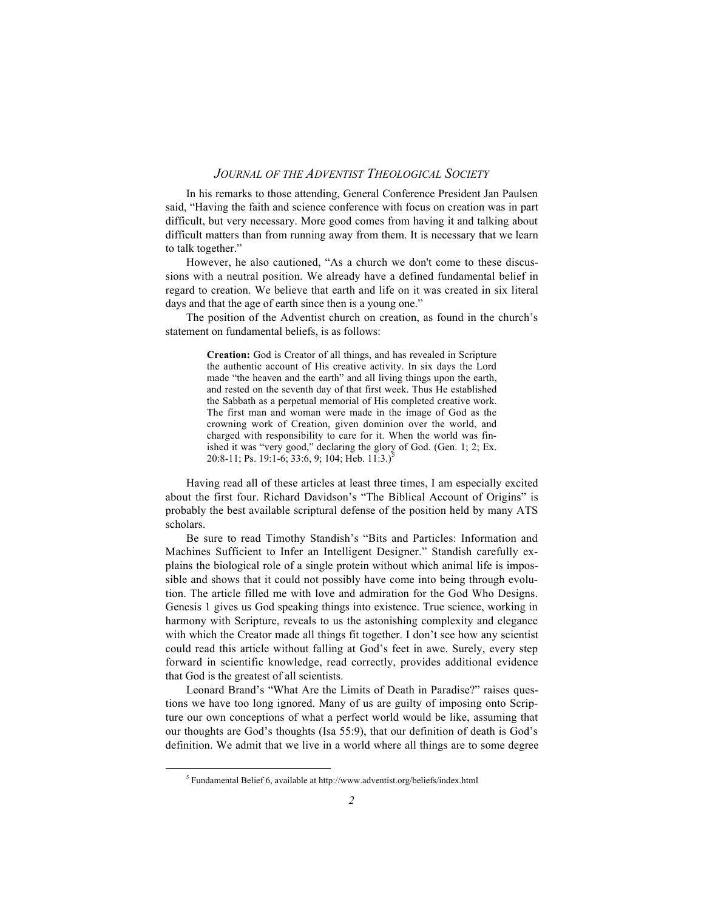In his remarks to those attending, General Conference President Jan Paulsen said, "Having the faith and science conference with focus on creation was in part difficult, but very necessary. More good comes from having it and talking about difficult matters than from running away from them. It is necessary that we learn to talk together."

However, he also cautioned, "As a church we don't come to these discussions with a neutral position. We already have a defined fundamental belief in regard to creation. We believe that earth and life on it was created in six literal days and that the age of earth since then is a young one."

The position of the Adventist church on creation, as found in the church's statement on fundamental beliefs, is as follows:

> **Creation:** God is Creator of all things, and has revealed in Scripture the authentic account of His creative activity. In six days the Lord made "the heaven and the earth" and all living things upon the earth, and rested on the seventh day of that first week. Thus He established the Sabbath as a perpetual memorial of His completed creative work. The first man and woman were made in the image of God as the crowning work of Creation, given dominion over the world, and charged with responsibility to care for it. When the world was finished it was "very good," declaring the glory of God. (Gen. 1; 2; Ex. 20:8-11; Ps. 19:1-6; 33:6, 9; 104; Heb. 11:3.)[5]

Having read all of these articles at least three times, I am especially excited about the first four. Richard Davidson's "The Biblical Account of Origins" is probably the best available scriptural defense of the position held by many ATS scholars.

Be sure to read Timothy Standish's "Bits and Particles: Information and Machines Sufficient to Infer an Intelligent Designer." Standish carefully explains the biological role of a single protein without which animal life is impossible and shows that it could not possibly have come into being through evolution. The article filled me with love and admiration for the God Who Designs. Genesis 1 gives us God speaking things into existence. True science, working in harmony with Scripture, reveals to us the astonishing complexity and elegance with which the Creator made all things fit together. I don't see how any scientist could read this article without falling at God's feet in awe. Surely, every step forward in scientific knowledge, read correctly, provides additional evidence that God is the greatest of all scientists.

Leonard Brand's "What Are the Limits of Death in Paradise?" raises questions we have too long ignored. Many of us are guilty of imposing onto Scripture our own conceptions of what a perfect world would be like, assuming that our thoughts are God's thoughts (Isa 55:9), that our definition of death is God's definition. We admit that we live in a world where all things are to some degree

---

[5] Fundamental Belief 6, available at http://www.adventist.org/beliefs/index.html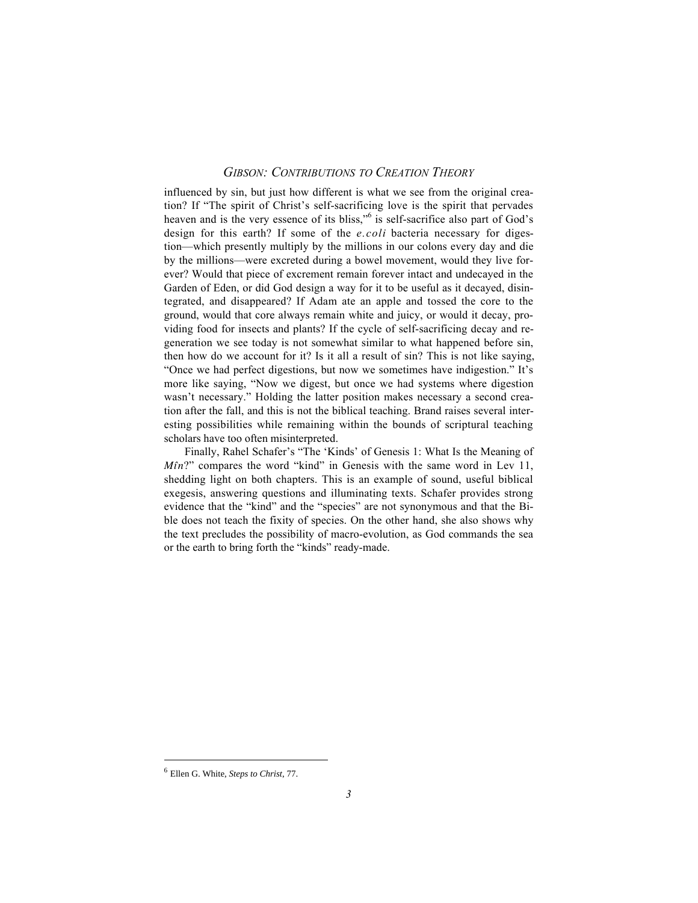influenced by sin, but just how different is what we see from the original creation? If "The spirit of Christ's self-sacrificing love is the spirit that pervades heaven and is the very essence of its bliss,"[6] is self-sacrifice also part of God's design for this earth? If some of the *e.coli* bacteria necessary for digestion—which presently multiply by the millions in our colons every day and die by the millions—were excreted during a bowel movement, would they live forever? Would that piece of excrement remain forever intact and undecayed in the Garden of Eden, or did God design a way for it to be useful as it decayed, disintegrated, and disappeared? If Adam ate an apple and tossed the core to the ground, would that core always remain white and juicy, or would it decay, providing food for insects and plants? If the cycle of self-sacrificing decay and regeneration we see today is not somewhat similar to what happened before sin, then how do we account for it? Is it all a result of sin? This is not like saying, "Once we had perfect digestions, but now we sometimes have indigestion." It's more like saying, "Now we digest, but once we had systems where digestion wasn't necessary." Holding the latter position makes necessary a second creation after the fall, and this is not the biblical teaching. Brand raises several interesting possibilities while remaining within the bounds of scriptural teaching scholars have too often misinterpreted.

Finally, Rahel Schafer's "The 'Kinds' of Genesis 1: What Is the Meaning of *Mîn*?" compares the word "kind" in Genesis with the same word in Lev 11, shedding light on both chapters. This is an example of sound, useful biblical exegesis, answering questions and illuminating texts. Schafer provides strong evidence that the "kind" and the "species" are not synonymous and that the Bible does not teach the fixity of species. On the other hand, she also shows why the text precludes the possibility of macro-evolution, as God commands the sea or the earth to bring forth the "kinds" ready-made.

[6] Ellen G. White, *Steps to Christ*, 77.